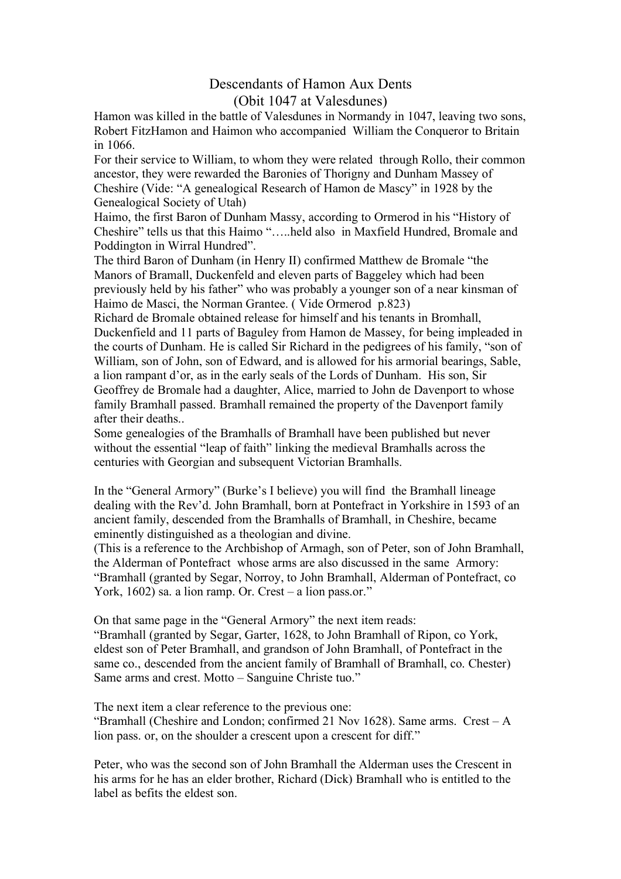# Descendants of Hamon Aux Dents
## (Obit 1047 at Valesdunes)

Hamon was killed in the battle of Valesdunes in Normandy in 1047, leaving two sons, Robert FitzHamon and Haimon who accompanied William the Conqueror to Britain in 1066.

For their service to William, to whom they were related through Rollo, their common ancestor, they were rewarded the Baronies of Thorigny and Dunham Massey of Cheshire (Vide: "A genealogical Research of Hamon de Mascy" in 1928 by the Genealogical Society of Utah)

Haimo, the first Baron of Dunham Massy, according to Ormerod in his "History of Cheshire" tells us that this Haimo "…..held also in Maxfield Hundred, Bromale and Poddington in Wirral Hundred".

The third Baron of Dunham (in Henry II) confirmed Matthew de Bromale "the Manors of Bramall, Duckenfeld and eleven parts of Baggeley which had been previously held by his father" who was probably a younger son of a near kinsman of Haimo de Masci, the Norman Grantee. ( Vide Ormerod p.823)

Richard de Bromale obtained release for himself and his tenants in Bromhall, Duckenfield and 11 parts of Baguley from Hamon de Massey, for being impleaded in the courts of Dunham. He is called Sir Richard in the pedigrees of his family, "son of William, son of John, son of Edward, and is allowed for his armorial bearings, Sable, a lion rampant d'or, as in the early seals of the Lords of Dunham. His son, Sir Geoffrey de Bromale had a daughter, Alice, married to John de Davenport to whose family Bramhall passed. Bramhall remained the property of the Davenport family after their deaths..

Some genealogies of the Bramhalls of Bramhall have been published but never without the essential "leap of faith" linking the medieval Bramhalls across the centuries with Georgian and subsequent Victorian Bramhalls.

In the "General Armory" (Burke's I believe) you will find the Bramhall lineage dealing with the Rev'd. John Bramhall, born at Pontefract in Yorkshire in 1593 of an ancient family, descended from the Bramhalls of Bramhall, in Cheshire, became eminently distinguished as a theologian and divine.

(This is a reference to the Archbishop of Armagh, son of Peter, son of John Bramhall, the Alderman of Pontefract whose arms are also discussed in the same Armory: "Bramhall (granted by Segar, Norroy, to John Bramhall, Alderman of Pontefract, co York, 1602) sa. a lion ramp. Or. Crest – a lion pass.or."

On that same page in the "General Armory" the next item reads:

"Bramhall (granted by Segar, Garter, 1628, to John Bramhall of Ripon, co York, eldest son of Peter Bramhall, and grandson of John Bramhall, of Pontefract in the same co., descended from the ancient family of Bramhall of Bramhall, co. Chester) Same arms and crest. Motto – Sanguine Christe tuo."

The next item a clear reference to the previous one:

"Bramhall (Cheshire and London; confirmed 21 Nov 1628). Same arms. Crest – A lion pass. or, on the shoulder a crescent upon a crescent for diff."

Peter, who was the second son of John Bramhall the Alderman uses the Crescent in his arms for he has an elder brother, Richard (Dick) Bramhall who is entitled to the label as befits the eldest son.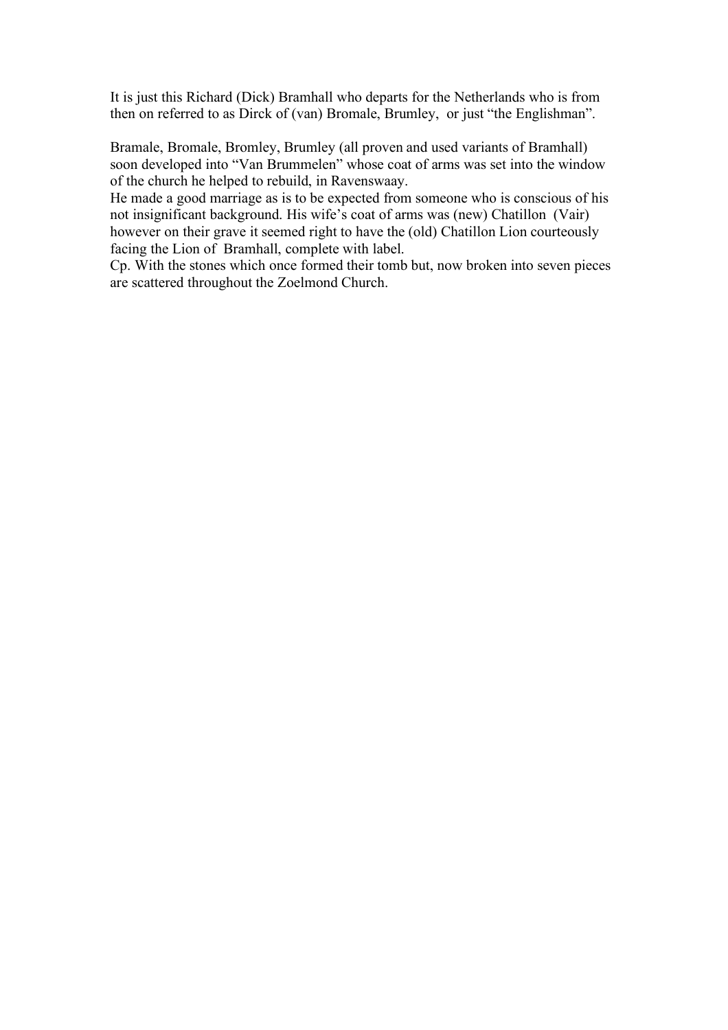It is just this Richard (Dick) Bramhall who departs for the Netherlands who is from then on referred to as Dirck of (van) Bromale, Brumley, or just “the Englishman”.

Bramale, Bromale, Bromley, Brumley (all proven and used variants of Bramhall) soon developed into “Van Brummelen” whose coat of arms was set into the window of the church he helped to rebuild, in Ravenswaay.
He made a good marriage as is to be expected from someone who is conscious of his not insignificant background. His wife’s coat of arms was (new) Chatillon (Vair) however on their grave it seemed right to have the (old) Chatillon Lion courteously facing the Lion of Bramhall, complete with label.
Cp. With the stones which once formed their tomb but, now broken into seven pieces are scattered throughout the Zoelmond Church.